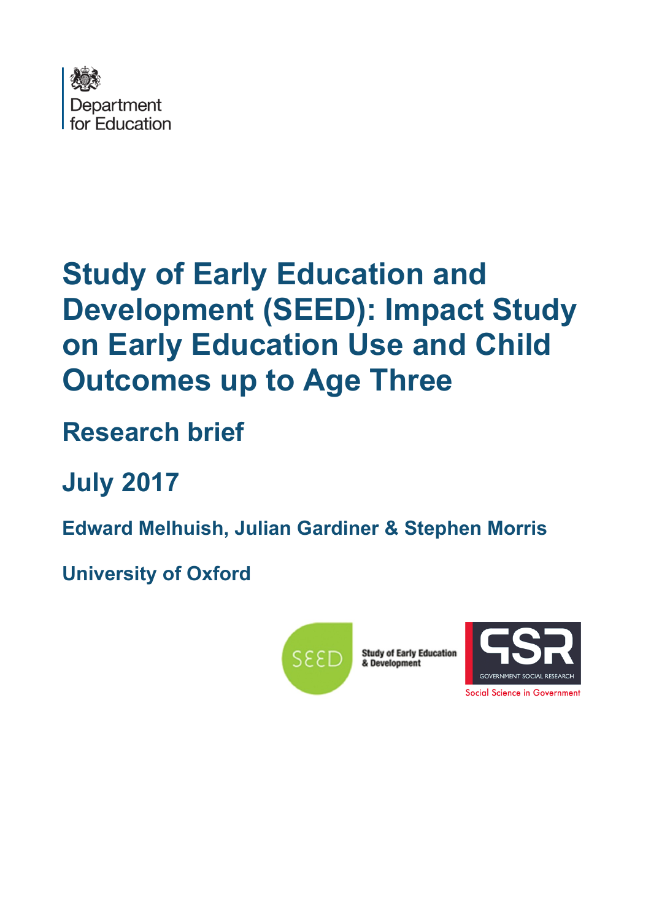Department for Education

# Study of Early Education and Development (SEED): Impact Study on Early Education Use and Child Outcomes up to Age Three

## Research brief

## July 2017

**Edward Melhuish, Julian Gardiner & Stephen Morris**

**University of Oxford**

Study of Early Education & Development

GOVERNMENT SOCIAL RESEARCH

Social Science in Government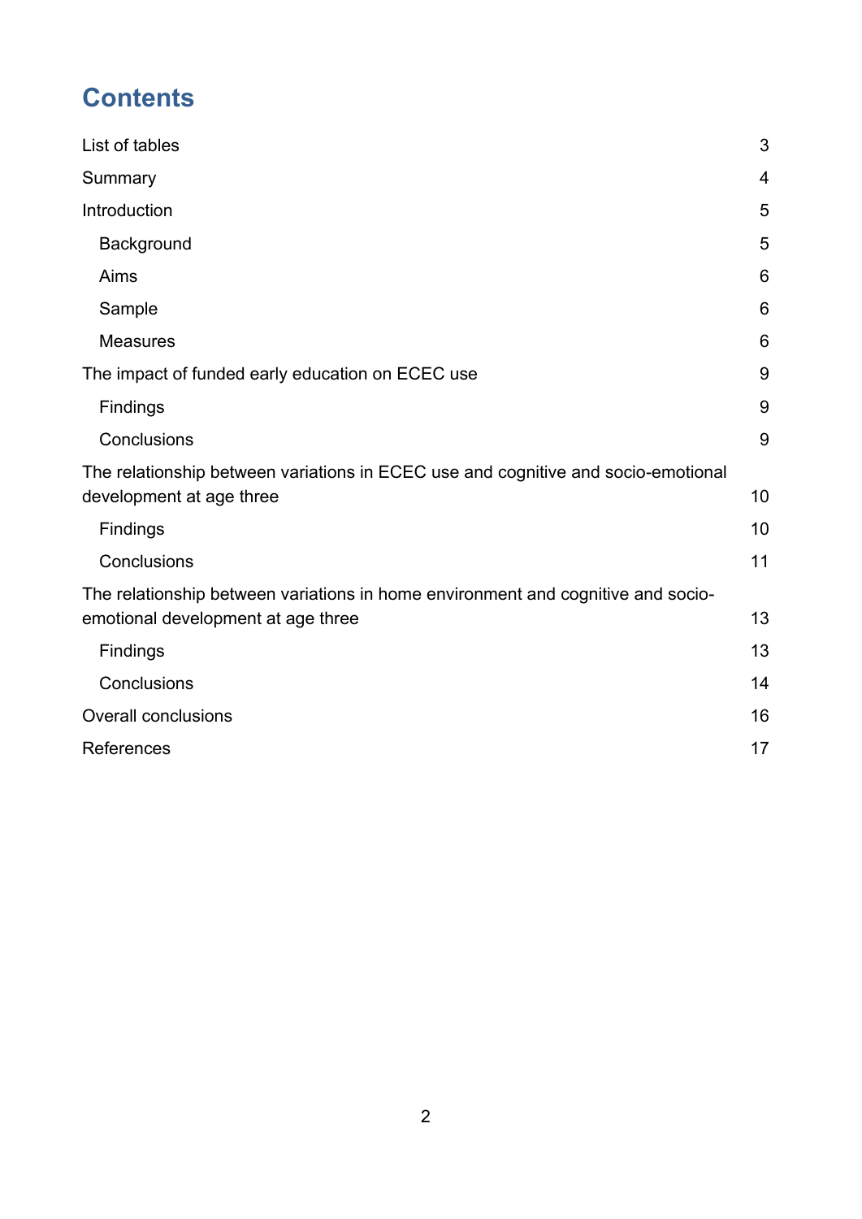# Contents

List of tables 3

Summary 4

Introduction 5

- Background 5
- Aims 6
- Sample 6
- Measures 6

The impact of funded early education on ECEC use 9

- Findings 9
- Conclusions 9

The relationship between variations in ECEC use and cognitive and socio-emotional development at age three 10

- Findings 10
- Conclusions 11

The relationship between variations in home environment and cognitive and socio-emotional development at age three 13

- Findings 13
- Conclusions 14

Overall conclusions 16

References 17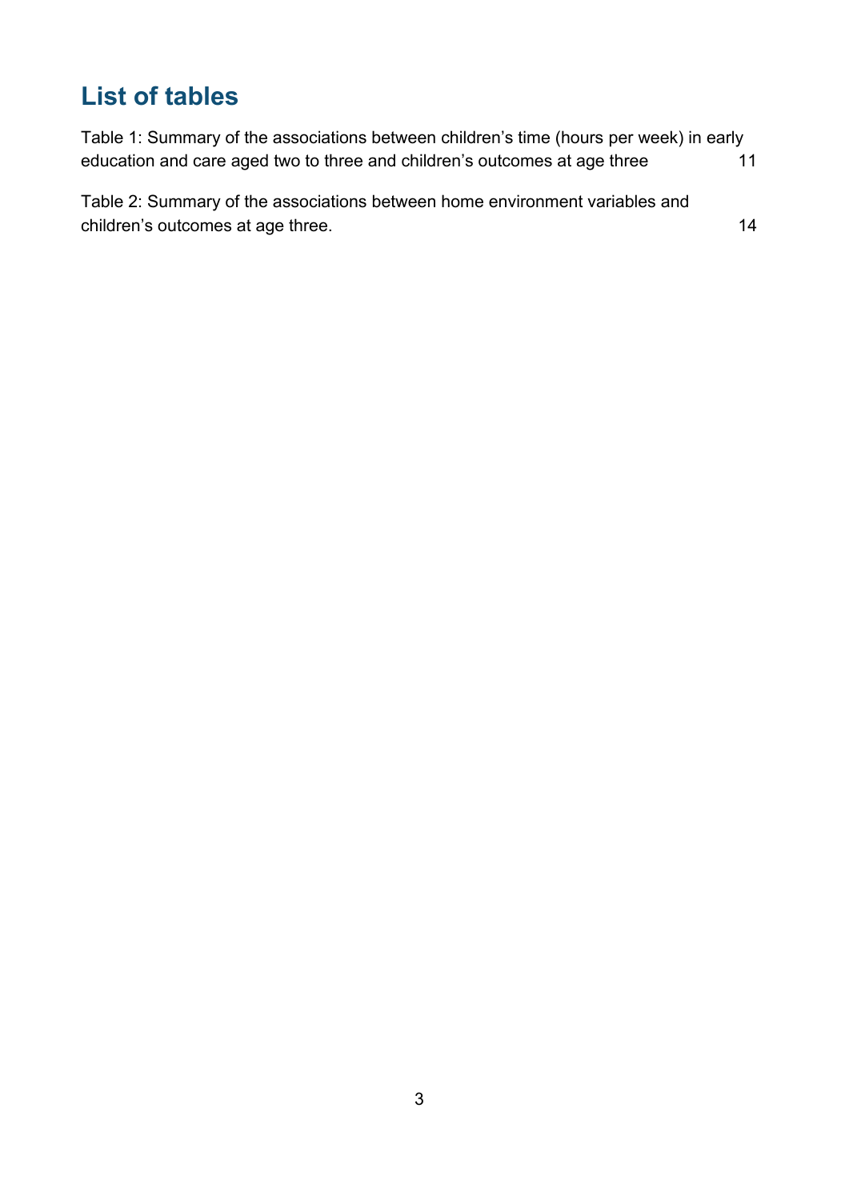## List of tables

Table 1: Summary of the associations between children's time (hours per week) in early education and care aged two to three and children's outcomes at age three 11

Table 2: Summary of the associations between home environment variables and children's outcomes at age three. 14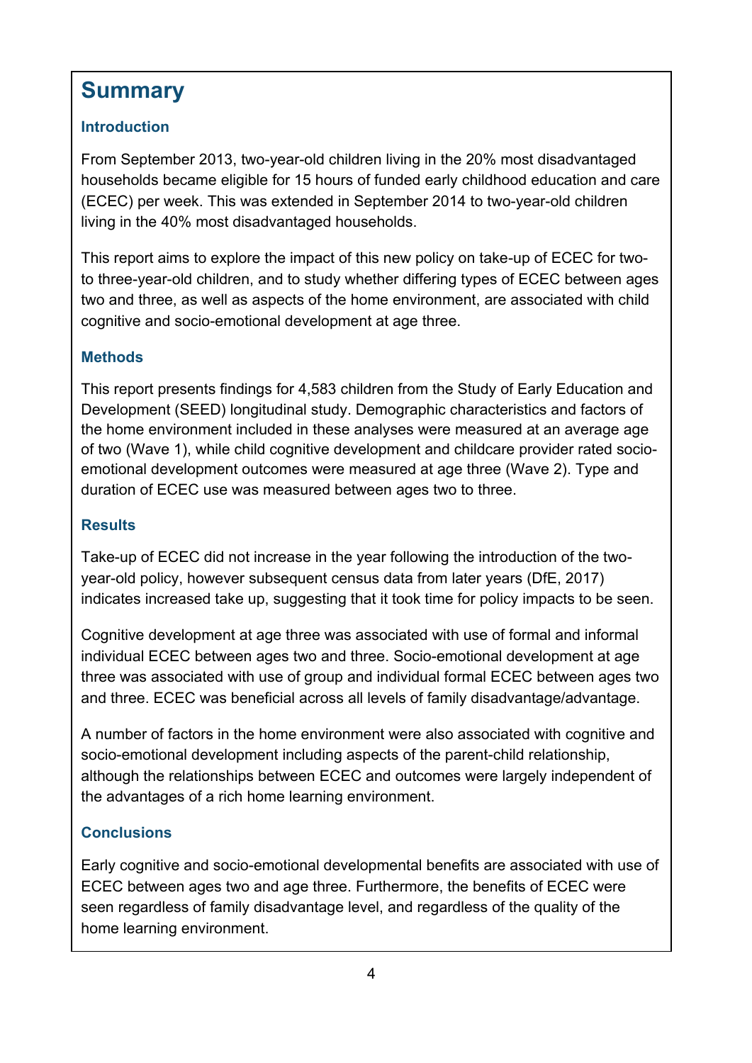# Summary

### Introduction

From September 2013, two-year-old children living in the 20% most disadvantaged households became eligible for 15 hours of funded early childhood education and care (ECEC) per week. This was extended in September 2014 to two-year-old children living in the 40% most disadvantaged households.

This report aims to explore the impact of this new policy on take-up of ECEC for two- to three-year-old children, and to study whether differing types of ECEC between ages two and three, as well as aspects of the home environment, are associated with child cognitive and socio-emotional development at age three.

### Methods

This report presents findings for 4,583 children from the Study of Early Education and Development (SEED) longitudinal study. Demographic characteristics and factors of the home environment included in these analyses were measured at an average age of two (Wave 1), while child cognitive development and childcare provider rated socio-emotional development outcomes were measured at age three (Wave 2). Type and duration of ECEC use was measured between ages two to three.

### Results

Take-up of ECEC did not increase in the year following the introduction of the two-year-old policy, however subsequent census data from later years (DfE, 2017) indicates increased take up, suggesting that it took time for policy impacts to be seen.

Cognitive development at age three was associated with use of formal and informal individual ECEC between ages two and three. Socio-emotional development at age three was associated with use of group and individual formal ECEC between ages two and three. ECEC was beneficial across all levels of family disadvantage/advantage.

A number of factors in the home environment were also associated with cognitive and socio-emotional development including aspects of the parent-child relationship, although the relationships between ECEC and outcomes were largely independent of the advantages of a rich home learning environment.

### Conclusions

Early cognitive and socio-emotional developmental benefits are associated with use of ECEC between ages two and age three. Furthermore, the benefits of ECEC were seen regardless of family disadvantage level, and regardless of the quality of the home learning environment.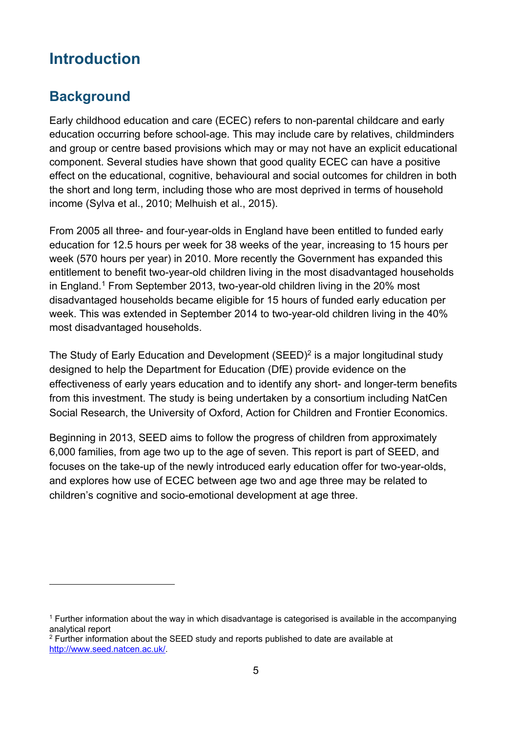# Introduction

## Background

Early childhood education and care (ECEC) refers to non-parental childcare and early education occurring before school-age. This may include care by relatives, childminders and group or centre based provisions which may or may not have an explicit educational component. Several studies have shown that good quality ECEC can have a positive effect on the educational, cognitive, behavioural and social outcomes for children in both the short and long term, including those who are most deprived in terms of household income (Sylva et al., 2010; Melhuish et al., 2015).

From 2005 all three- and four-year-olds in England have been entitled to funded early education for 12.5 hours per week for 38 weeks of the year, increasing to 15 hours per week (570 hours per year) in 2010. More recently the Government has expanded this entitlement to benefit two-year-old children living in the most disadvantaged households in England.[1] From September 2013, two-year-old children living in the 20% most disadvantaged households became eligible for 15 hours of funded early education per week. This was extended in September 2014 to two-year-old children living in the 40% most disadvantaged households.

The Study of Early Education and Development (SEED)[2] is a major longitudinal study designed to help the Department for Education (DfE) provide evidence on the effectiveness of early years education and to identify any short- and longer-term benefits from this investment. The study is being undertaken by a consortium including NatCen Social Research, the University of Oxford, Action for Children and Frontier Economics.

Beginning in 2013, SEED aims to follow the progress of children from approximately 6,000 families, from age two up to the age of seven. This report is part of SEED, and focuses on the take-up of the newly introduced early education offer for two-year-olds, and explores how use of ECEC between age two and age three may be related to children's cognitive and socio-emotional development at age three.

---

[1] Further information about the way in which disadvantage is categorised is available in the accompanying analytical report

[2] Further information about the SEED study and reports published to date are available at http://www.seed.natcen.ac.uk/.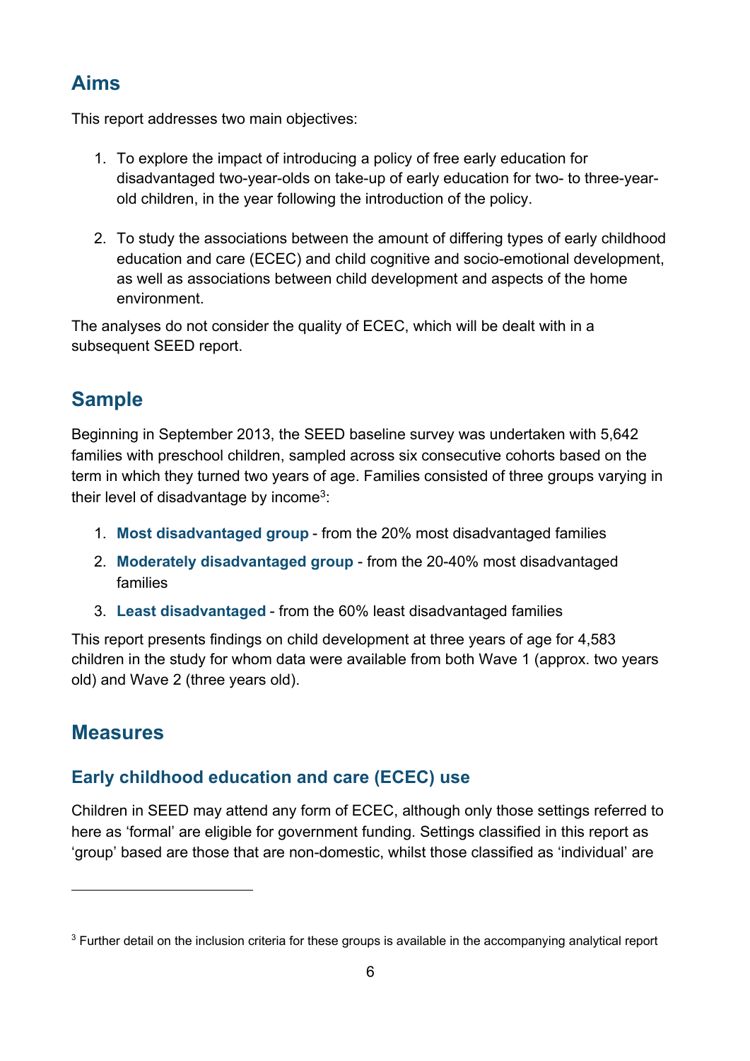## Aims

This report addresses two main objectives:

1. To explore the impact of introducing a policy of free early education for disadvantaged two-year-olds on take-up of early education for two- to three-year-old children, in the year following the introduction of the policy.

2. To study the associations between the amount of differing types of early childhood education and care (ECEC) and child cognitive and socio-emotional development, as well as associations between child development and aspects of the home environment.

The analyses do not consider the quality of ECEC, which will be dealt with in a subsequent SEED report.

## Sample

Beginning in September 2013, the SEED baseline survey was undertaken with 5,642 families with preschool children, sampled across six consecutive cohorts based on the term in which they turned two years of age. Families consisted of three groups varying in their level of disadvantage by income[3]:

1. **Most disadvantaged group** - from the 20% most disadvantaged families
2. **Moderately disadvantaged group** - from the 20-40% most disadvantaged families
3. **Least disadvantaged** - from the 60% least disadvantaged families

This report presents findings on child development at three years of age for 4,583 children in the study for whom data were available from both Wave 1 (approx. two years old) and Wave 2 (three years old).

## Measures

### Early childhood education and care (ECEC) use

Children in SEED may attend any form of ECEC, although only those settings referred to here as 'formal' are eligible for government funding. Settings classified in this report as 'group' based are those that are non-domestic, whilst those classified as 'individual' are

[3] Further detail on the inclusion criteria for these groups is available in the accompanying analytical report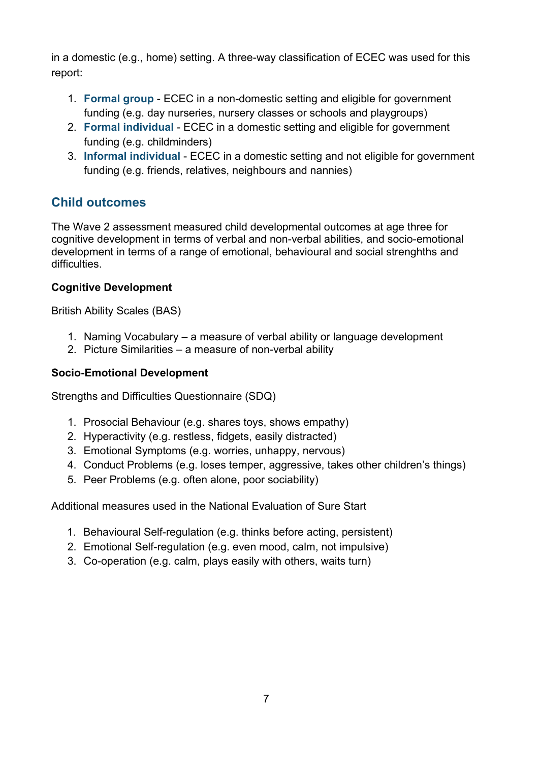in a domestic (e.g., home) setting. A three-way classification of ECEC was used for this report:

1. **Formal group** - ECEC in a non-domestic setting and eligible for government funding (e.g. day nurseries, nursery classes or schools and playgroups)
2. **Formal individual** - ECEC in a domestic setting and eligible for government funding (e.g. childminders)
3. **Informal individual** - ECEC in a domestic setting and not eligible for government funding (e.g. friends, relatives, neighbours and nannies)

## Child outcomes

The Wave 2 assessment measured child developmental outcomes at age three for cognitive development in terms of verbal and non-verbal abilities, and socio-emotional development in terms of a range of emotional, behavioural and social strenghths and difficulties.

**Cognitive Development**

British Ability Scales (BAS)

1. Naming Vocabulary – a measure of verbal ability or language development
2. Picture Similarities – a measure of non-verbal ability

**Socio-Emotional Development**

Strengths and Difficulties Questionnaire (SDQ)

1. Prosocial Behaviour (e.g. shares toys, shows empathy)
2. Hyperactivity (e.g. restless, fidgets, easily distracted)
3. Emotional Symptoms (e.g. worries, unhappy, nervous)
4. Conduct Problems (e.g. loses temper, aggressive, takes other children's things)
5. Peer Problems (e.g. often alone, poor sociability)

Additional measures used in the National Evaluation of Sure Start

1. Behavioural Self-regulation (e.g. thinks before acting, persistent)
2. Emotional Self-regulation (e.g. even mood, calm, not impulsive)
3. Co-operation (e.g. calm, plays easily with others, waits turn)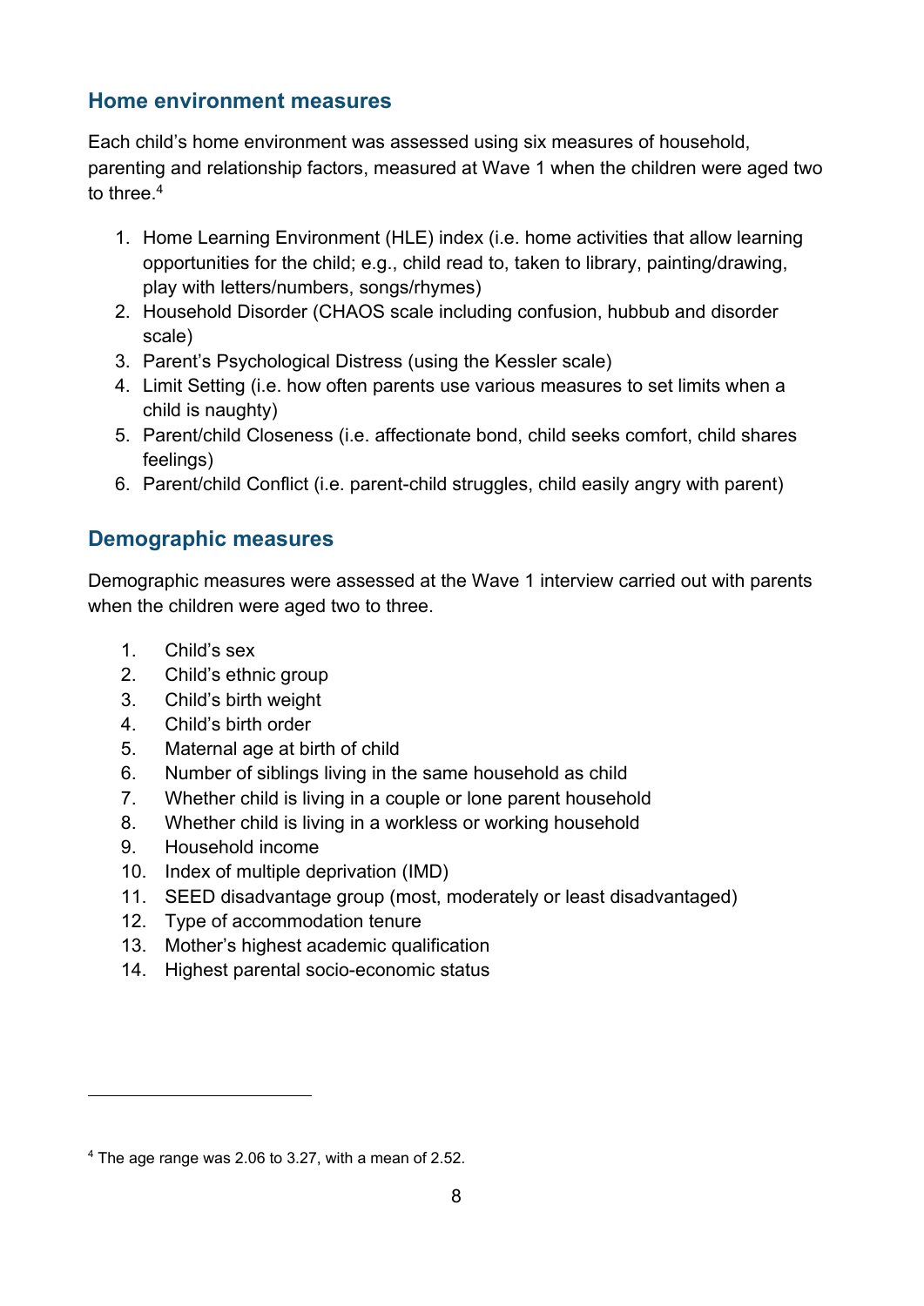## Home environment measures

Each child's home environment was assessed using six measures of household, parenting and relationship factors, measured at Wave 1 when the children were aged two to three.[4]

1. Home Learning Environment (HLE) index (i.e. home activities that allow learning opportunities for the child; e.g., child read to, taken to library, painting/drawing, play with letters/numbers, songs/rhymes)
2. Household Disorder (CHAOS scale including confusion, hubbub and disorder scale)
3. Parent's Psychological Distress (using the Kessler scale)
4. Limit Setting (i.e. how often parents use various measures to set limits when a child is naughty)
5. Parent/child Closeness (i.e. affectionate bond, child seeks comfort, child shares feelings)
6. Parent/child Conflict (i.e. parent-child struggles, child easily angry with parent)

## Demographic measures

Demographic measures were assessed at the Wave 1 interview carried out with parents when the children were aged two to three.

1. Child's sex
2. Child's ethnic group
3. Child's birth weight
4. Child's birth order
5. Maternal age at birth of child
6. Number of siblings living in the same household as child
7. Whether child is living in a couple or lone parent household
8. Whether child is living in a workless or working household
9. Household income
10. Index of multiple deprivation (IMD)
11. SEED disadvantage group (most, moderately or least disadvantaged)
12. Type of accommodation tenure
13. Mother's highest academic qualification
14. Highest parental socio-economic status

---

[4] The age range was 2.06 to 3.27, with a mean of 2.52.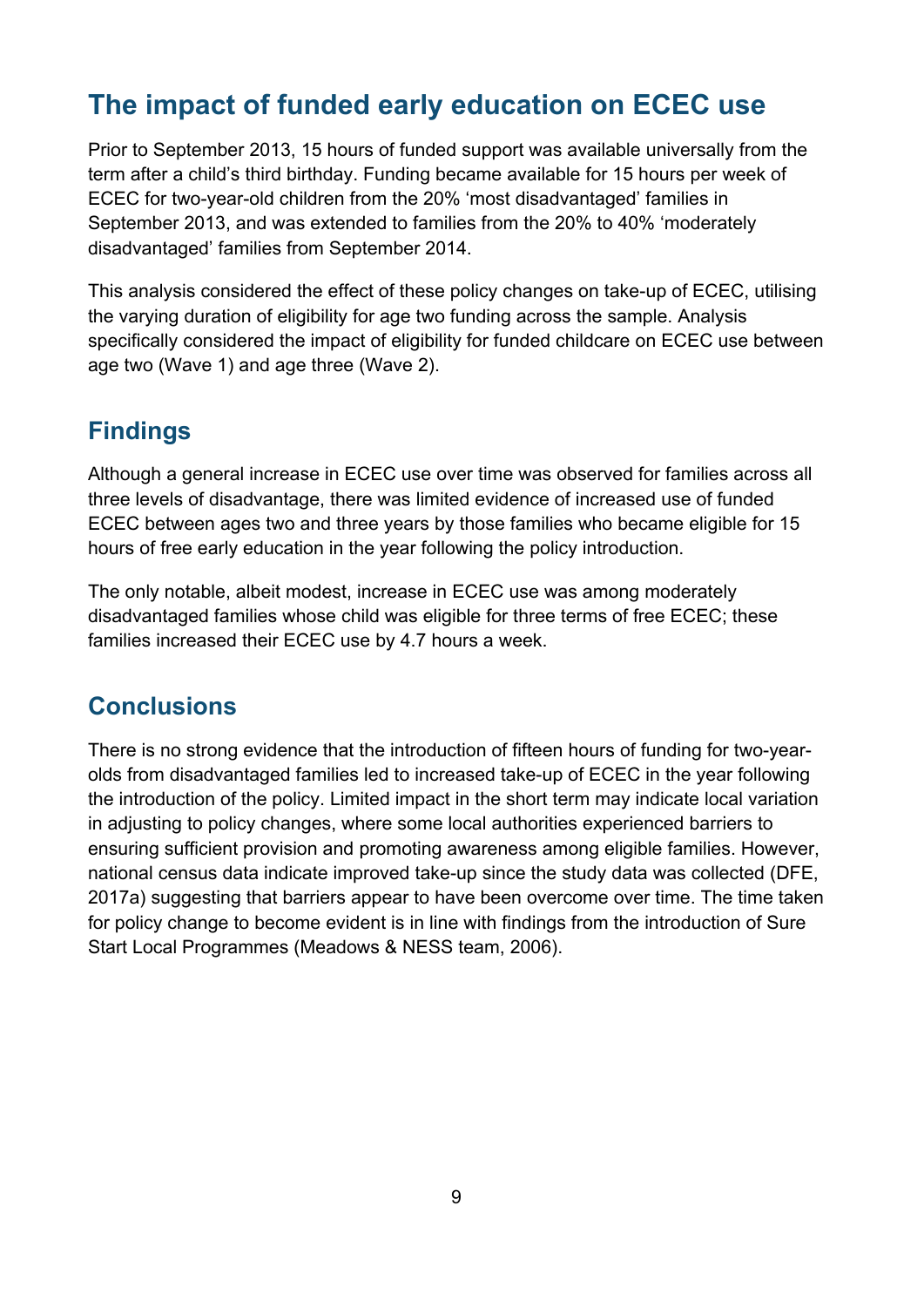## The impact of funded early education on ECEC use

Prior to September 2013, 15 hours of funded support was available universally from the term after a child's third birthday. Funding became available for 15 hours per week of ECEC for two-year-old children from the 20% 'most disadvantaged' families in September 2013, and was extended to families from the 20% to 40% 'moderately disadvantaged' families from September 2014.

This analysis considered the effect of these policy changes on take-up of ECEC, utilising the varying duration of eligibility for age two funding across the sample. Analysis specifically considered the impact of eligibility for funded childcare on ECEC use between age two (Wave 1) and age three (Wave 2).

### Findings

Although a general increase in ECEC use over time was observed for families across all three levels of disadvantage, there was limited evidence of increased use of funded ECEC between ages two and three years by those families who became eligible for 15 hours of free early education in the year following the policy introduction.

The only notable, albeit modest, increase in ECEC use was among moderately disadvantaged families whose child was eligible for three terms of free ECEC; these families increased their ECEC use by 4.7 hours a week.

### Conclusions

There is no strong evidence that the introduction of fifteen hours of funding for two-year-olds from disadvantaged families led to increased take-up of ECEC in the year following the introduction of the policy. Limited impact in the short term may indicate local variation in adjusting to policy changes, where some local authorities experienced barriers to ensuring sufficient provision and promoting awareness among eligible families. However, national census data indicate improved take-up since the study data was collected (DFE, 2017a) suggesting that barriers appear to have been overcome over time. The time taken for policy change to become evident is in line with findings from the introduction of Sure Start Local Programmes (Meadows & NESS team, 2006).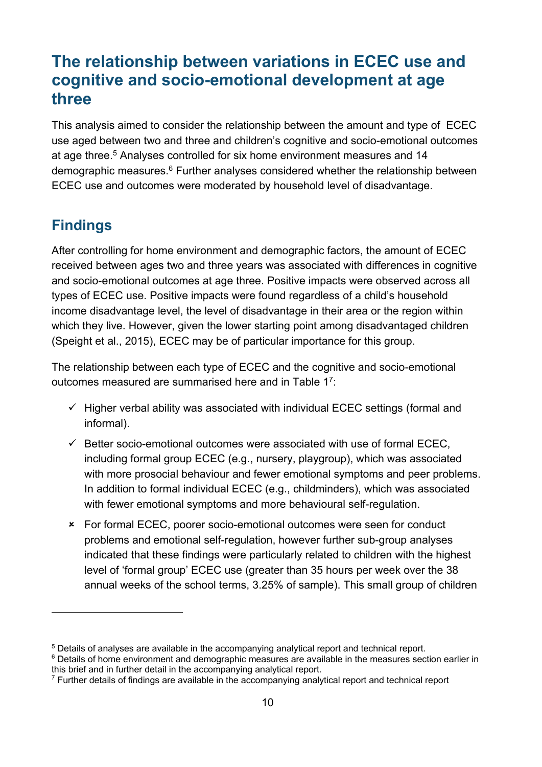## The relationship between variations in ECEC use and cognitive and socio-emotional development at age three

This analysis aimed to consider the relationship between the amount and type of ECEC use aged between two and three and children's cognitive and socio-emotional outcomes at age three.[5] Analyses controlled for six home environment measures and 14 demographic measures.[6] Further analyses considered whether the relationship between ECEC use and outcomes were moderated by household level of disadvantage.

### Findings

After controlling for home environment and demographic factors, the amount of ECEC received between ages two and three years was associated with differences in cognitive and socio-emotional outcomes at age three. Positive impacts were observed across all types of ECEC use. Positive impacts were found regardless of a child's household income disadvantage level, the level of disadvantage in their area or the region within which they live. However, given the lower starting point among disadvantaged children (Speight et al., 2015), ECEC may be of particular importance for this group.

The relationship between each type of ECEC and the cognitive and socio-emotional outcomes measured are summarised here and in Table 1[7]:

- ✓ Higher verbal ability was associated with individual ECEC settings (formal and informal).
- ✓ Better socio-emotional outcomes were associated with use of formal ECEC, including formal group ECEC (e.g., nursery, playgroup), which was associated with more prosocial behaviour and fewer emotional symptoms and peer problems. In addition to formal individual ECEC (e.g., childminders), which was associated with fewer emotional symptoms and more behavioural self-regulation.
- ✗ For formal ECEC, poorer socio-emotional outcomes were seen for conduct problems and emotional self-regulation, however further sub-group analyses indicated that these findings were particularly related to children with the highest level of 'formal group' ECEC use (greater than 35 hours per week over the 38 annual weeks of the school terms, 3.25% of sample). This small group of children

---

[5] Details of analyses are available in the accompanying analytical report and technical report.

[6] Details of home environment and demographic measures are available in the measures section earlier in this brief and in further detail in the accompanying analytical report.

[7] Further details of findings are available in the accompanying analytical report and technical report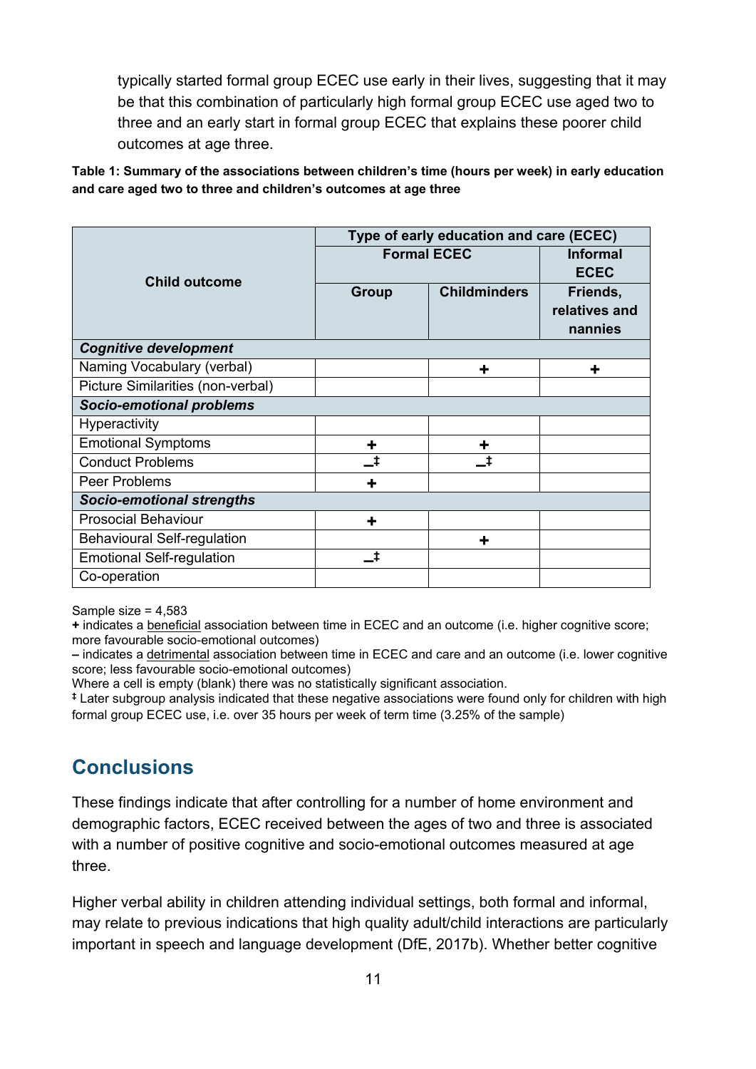typically started formal group ECEC use early in their lives, suggesting that it may be that this combination of particularly high formal group ECEC use aged two to three and an early start in formal group ECEC that explains these poorer child outcomes at age three.

**Table 1: Summary of the associations between children's time (hours per week) in early education and care aged two to three and children's outcomes at age three**

| Child outcome | Type of early education and care (ECEC) | | |
|---|---|---|---|
| | Formal ECEC | | Informal ECEC |
| | Group | Childminders | Friends, relatives and nannies |
| ***Cognitive development*** | | | |
| Naming Vocabulary (verbal) | | + | + |
| Picture Similarities (non-verbal) | | | |
| ***Socio-emotional problems*** | | | |
| Hyperactivity | | | |
| Emotional Symptoms | + | + | |
| Conduct Problems | –‡ | –‡ | |
| Peer Problems | + | | |
| ***Socio-emotional strengths*** | | | |
| Prosocial Behaviour | + | | |
| Behavioural Self-regulation | | + | |
| Emotional Self-regulation | –‡ | | |
| Co-operation | | | |

Sample size = 4,583

**+** indicates a beneficial association between time in ECEC and an outcome (i.e. higher cognitive score; more favourable socio-emotional outcomes)

**–** indicates a detrimental association between time in ECEC and care and an outcome (i.e. lower cognitive score; less favourable socio-emotional outcomes)

Where a cell is empty (blank) there was no statistically significant association.

‡ Later subgroup analysis indicated that these negative associations were found only for children with high formal group ECEC use, i.e. over 35 hours per week of term time (3.25% of the sample)

## Conclusions

These findings indicate that after controlling for a number of home environment and demographic factors, ECEC received between the ages of two and three is associated with a number of positive cognitive and socio-emotional outcomes measured at age three.

Higher verbal ability in children attending individual settings, both formal and informal, may relate to previous indications that high quality adult/child interactions are particularly important in speech and language development (DfE, 2017b). Whether better cognitive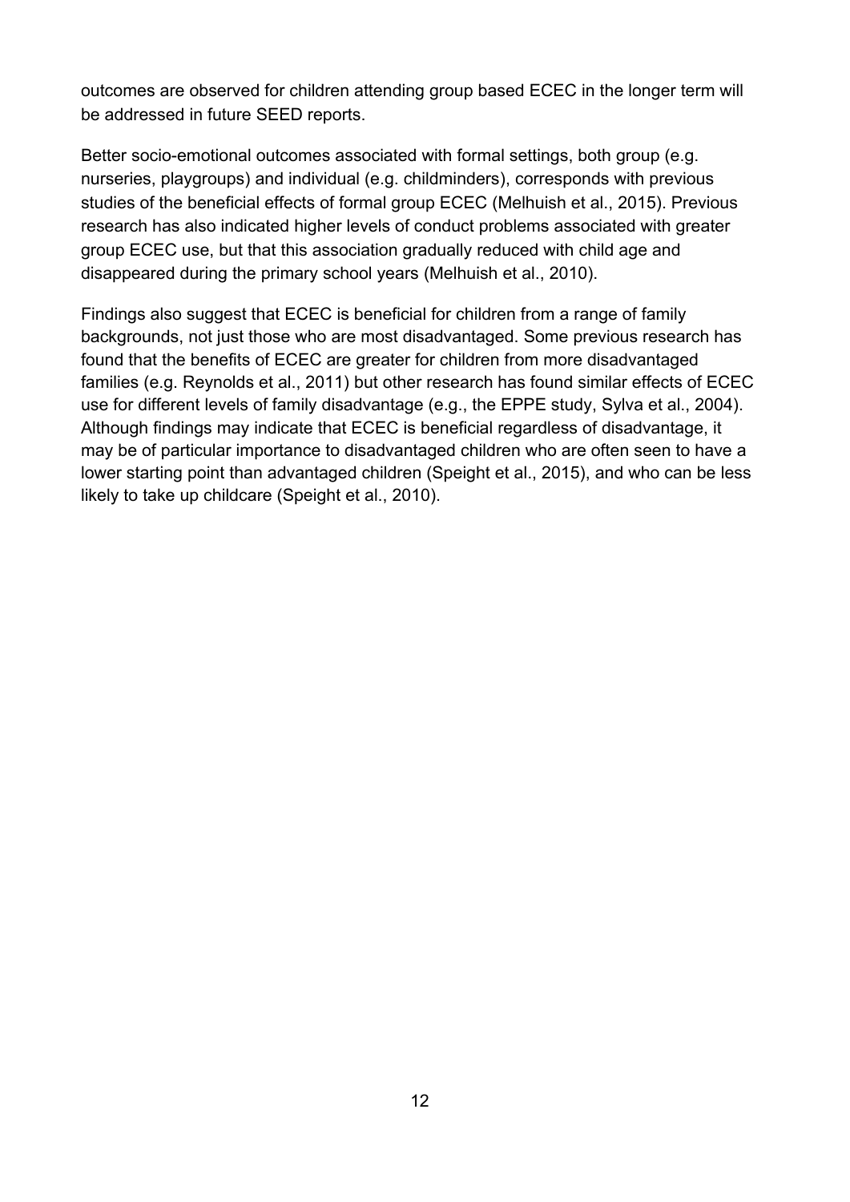outcomes are observed for children attending group based ECEC in the longer term will be addressed in future SEED reports.

Better socio-emotional outcomes associated with formal settings, both group (e.g. nurseries, playgroups) and individual (e.g. childminders), corresponds with previous studies of the beneficial effects of formal group ECEC (Melhuish et al., 2015). Previous research has also indicated higher levels of conduct problems associated with greater group ECEC use, but that this association gradually reduced with child age and disappeared during the primary school years (Melhuish et al., 2010).

Findings also suggest that ECEC is beneficial for children from a range of family backgrounds, not just those who are most disadvantaged. Some previous research has found that the benefits of ECEC are greater for children from more disadvantaged families (e.g. Reynolds et al., 2011) but other research has found similar effects of ECEC use for different levels of family disadvantage (e.g., the EPPE study, Sylva et al., 2004). Although findings may indicate that ECEC is beneficial regardless of disadvantage, it may be of particular importance to disadvantaged children who are often seen to have a lower starting point than advantaged children (Speight et al., 2015), and who can be less likely to take up childcare (Speight et al., 2010).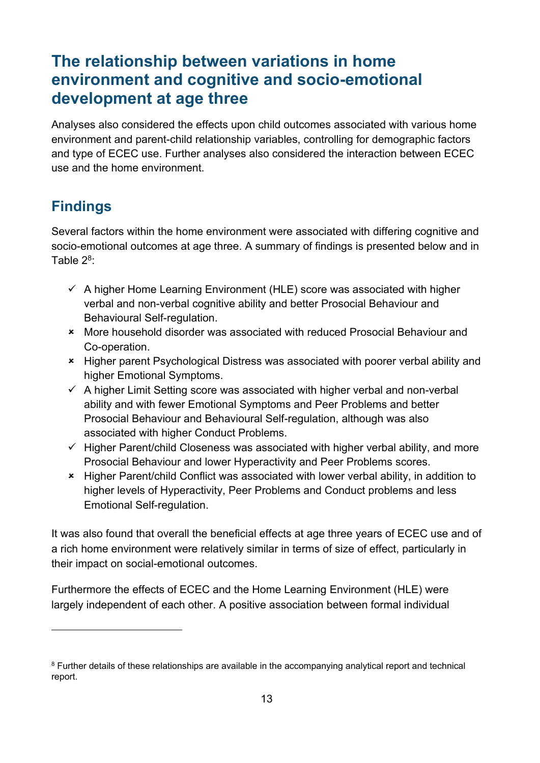## The relationship between variations in home environment and cognitive and socio-emotional development at age three

Analyses also considered the effects upon child outcomes associated with various home environment and parent-child relationship variables, controlling for demographic factors and type of ECEC use. Further analyses also considered the interaction between ECEC use and the home environment.

### Findings

Several factors within the home environment were associated with differing cognitive and socio-emotional outcomes at age three. A summary of findings is presented below and in Table 2[8]:

- ✓ A higher Home Learning Environment (HLE) score was associated with higher verbal and non-verbal cognitive ability and better Prosocial Behaviour and Behavioural Self-regulation.
- ✗ More household disorder was associated with reduced Prosocial Behaviour and Co-operation.
- ✗ Higher parent Psychological Distress was associated with poorer verbal ability and higher Emotional Symptoms.
- ✓ A higher Limit Setting score was associated with higher verbal and non-verbal ability and with fewer Emotional Symptoms and Peer Problems and better Prosocial Behaviour and Behavioural Self-regulation, although was also associated with higher Conduct Problems.
- ✓ Higher Parent/child Closeness was associated with higher verbal ability, and more Prosocial Behaviour and lower Hyperactivity and Peer Problems scores.
- ✗ Higher Parent/child Conflict was associated with lower verbal ability, in addition to higher levels of Hyperactivity, Peer Problems and Conduct problems and less Emotional Self-regulation.

It was also found that overall the beneficial effects at age three years of ECEC use and of a rich home environment were relatively similar in terms of size of effect, particularly in their impact on social-emotional outcomes.

Furthermore the effects of ECEC and the Home Learning Environment (HLE) were largely independent of each other. A positive association between formal individual

---

[8] Further details of these relationships are available in the accompanying analytical report and technical report.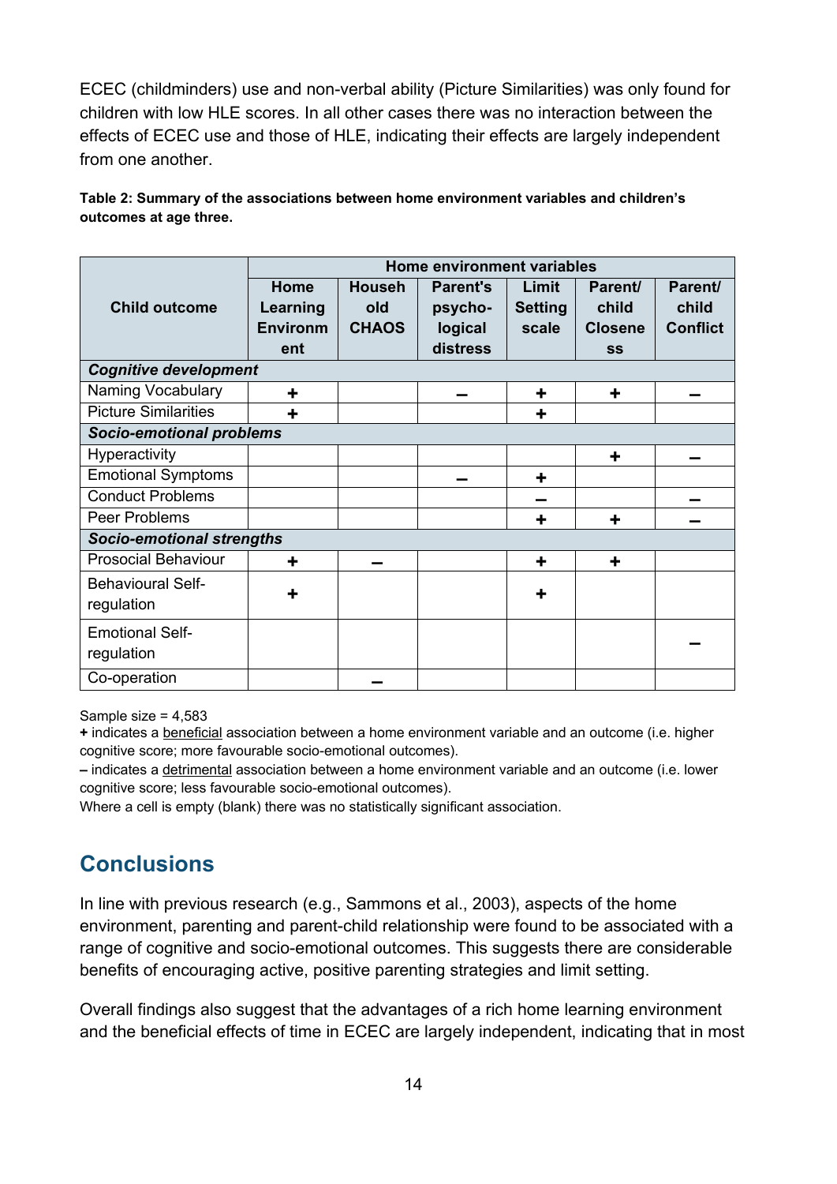ECEC (childminders) use and non-verbal ability (Picture Similarities) was only found for children with low HLE scores. In all other cases there was no interaction between the effects of ECEC use and those of HLE, indicating their effects are largely independent from one another.

**Table 2: Summary of the associations between home environment variables and children's outcomes at age three.**

| Child outcome | Home environment variables | | | | | |
|---|---|---|---|---|---|---|
| | Home Learning Environment | Household CHAOS | Parent's psycho-logical distress | Limit Setting scale | Parent/child Closeness | Parent/child Conflict |
| ***Cognitive development*** | | | | | | |
| Naming Vocabulary | + | | – | + | + | – |
| Picture Similarities | + | | | + | | |
| ***Socio-emotional problems*** | | | | | | |
| Hyperactivity | | | | | + | – |
| Emotional Symptoms | | | – | + | | |
| Conduct Problems | | | | – | | – |
| Peer Problems | | | | + | + | – |
| ***Socio-emotional strengths*** | | | | | | |
| Prosocial Behaviour | + | – | | + | + | |
| Behavioural Self-regulation | + | | | + | | |
| Emotional Self-regulation | | | | | | – |
| Co-operation | | – | | | | |

Sample size = 4,583

**+** indicates a beneficial association between a home environment variable and an outcome (i.e. higher cognitive score; more favourable socio-emotional outcomes).

**–** indicates a detrimental association between a home environment variable and an outcome (i.e. lower cognitive score; less favourable socio-emotional outcomes).

Where a cell is empty (blank) there was no statistically significant association.

## Conclusions

In line with previous research (e.g., Sammons et al., 2003), aspects of the home environment, parenting and parent-child relationship were found to be associated with a range of cognitive and socio-emotional outcomes. This suggests there are considerable benefits of encouraging active, positive parenting strategies and limit setting.

Overall findings also suggest that the advantages of a rich home learning environment and the beneficial effects of time in ECEC are largely independent, indicating that in most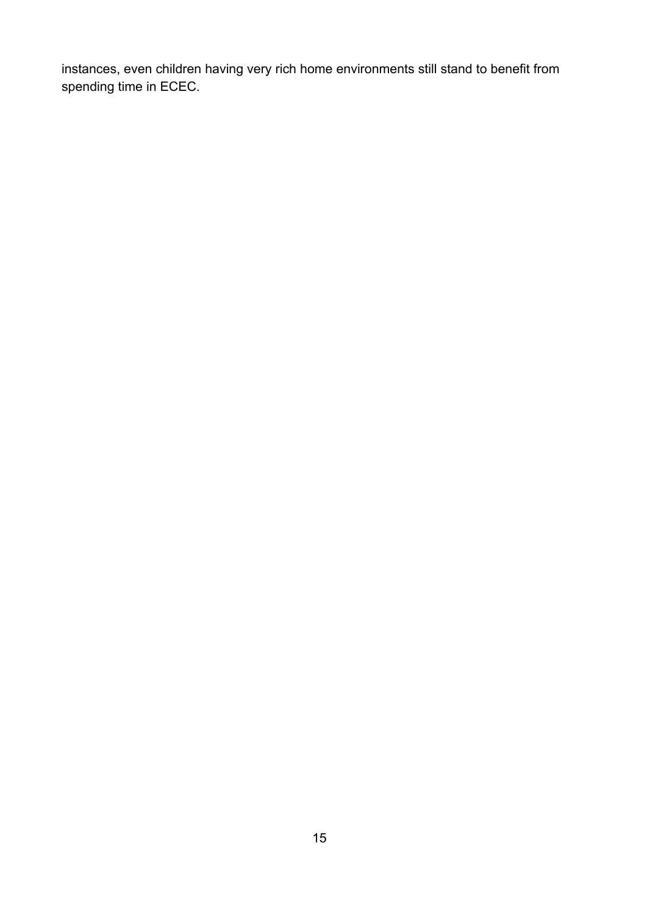instances, even children having very rich home environments still stand to benefit from spending time in ECEC.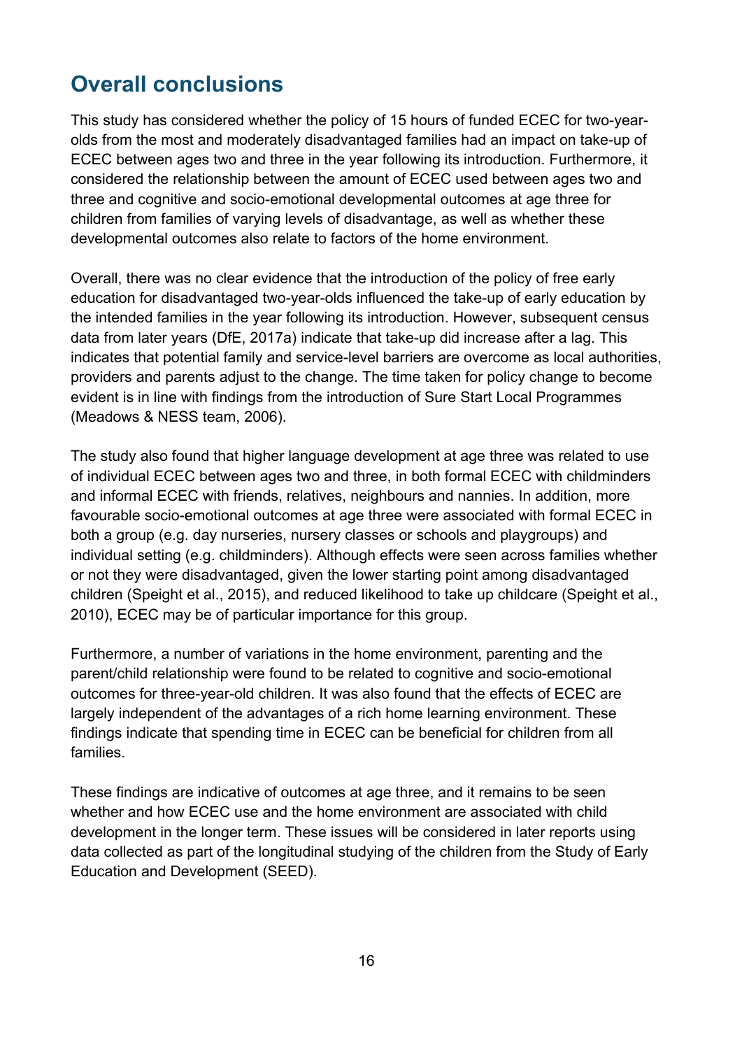## Overall conclusions

This study has considered whether the policy of 15 hours of funded ECEC for two-year-olds from the most and moderately disadvantaged families had an impact on take-up of ECEC between ages two and three in the year following its introduction. Furthermore, it considered the relationship between the amount of ECEC used between ages two and three and cognitive and socio-emotional developmental outcomes at age three for children from families of varying levels of disadvantage, as well as whether these developmental outcomes also relate to factors of the home environment.

Overall, there was no clear evidence that the introduction of the policy of free early education for disadvantaged two-year-olds influenced the take-up of early education by the intended families in the year following its introduction. However, subsequent census data from later years (DfE, 2017a) indicate that take-up did increase after a lag. This indicates that potential family and service-level barriers are overcome as local authorities, providers and parents adjust to the change. The time taken for policy change to become evident is in line with findings from the introduction of Sure Start Local Programmes (Meadows & NESS team, 2006).

The study also found that higher language development at age three was related to use of individual ECEC between ages two and three, in both formal ECEC with childminders and informal ECEC with friends, relatives, neighbours and nannies. In addition, more favourable socio-emotional outcomes at age three were associated with formal ECEC in both a group (e.g. day nurseries, nursery classes or schools and playgroups) and individual setting (e.g. childminders). Although effects were seen across families whether or not they were disadvantaged, given the lower starting point among disadvantaged children (Speight et al., 2015), and reduced likelihood to take up childcare (Speight et al., 2010), ECEC may be of particular importance for this group.

Furthermore, a number of variations in the home environment, parenting and the parent/child relationship were found to be related to cognitive and socio-emotional outcomes for three-year-old children. It was also found that the effects of ECEC are largely independent of the advantages of a rich home learning environment. These findings indicate that spending time in ECEC can be beneficial for children from all families.

These findings are indicative of outcomes at age three, and it remains to be seen whether and how ECEC use and the home environment are associated with child development in the longer term. These issues will be considered in later reports using data collected as part of the longitudinal studying of the children from the Study of Early Education and Development (SEED).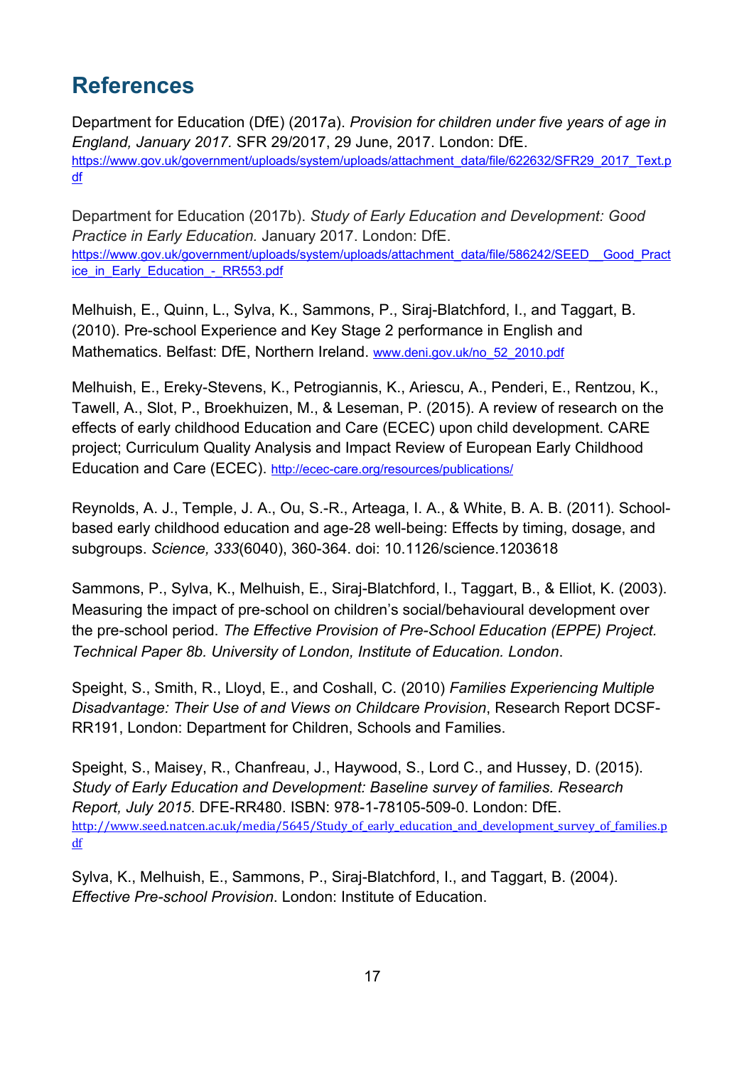# References

Department for Education (DfE) (2017a). *Provision for children under five years of age in England, January 2017.* SFR 29/2017, 29 June, 2017. London: DfE. https://www.gov.uk/government/uploads/system/uploads/attachment_data/file/622632/SFR29_2017_Text.pdf

Department for Education (2017b). *Study of Early Education and Development: Good Practice in Early Education.* January 2017. London: DfE. https://www.gov.uk/government/uploads/system/uploads/attachment_data/file/586242/SEED__Good_Practice_in_Early_Education_-_RR553.pdf

Melhuish, E., Quinn, L., Sylva, K., Sammons, P., Siraj-Blatchford, I., and Taggart, B. (2010). Pre-school Experience and Key Stage 2 performance in English and Mathematics. Belfast: DfE, Northern Ireland. www.deni.gov.uk/no_52_2010.pdf

Melhuish, E., Ereky-Stevens, K., Petrogiannis, K., Ariescu, A., Penderi, E., Rentzou, K., Tawell, A., Slot, P., Broekhuizen, M., & Leseman, P. (2015). A review of research on the effects of early childhood Education and Care (ECEC) upon child development. CARE project; Curriculum Quality Analysis and Impact Review of European Early Childhood Education and Care (ECEC). http://ecec-care.org/resources/publications/

Reynolds, A. J., Temple, J. A., Ou, S.-R., Arteaga, I. A., & White, B. A. B. (2011). School-based early childhood education and age-28 well-being: Effects by timing, dosage, and subgroups. *Science, 333*(6040), 360-364. doi: 10.1126/science.1203618

Sammons, P., Sylva, K., Melhuish, E., Siraj-Blatchford, I., Taggart, B., & Elliot, K. (2003). Measuring the impact of pre-school on children's social/behavioural development over the pre-school period. *The Effective Provision of Pre-School Education (EPPE) Project. Technical Paper 8b. University of London, Institute of Education. London*.

Speight, S., Smith, R., Lloyd, E., and Coshall, C. (2010) *Families Experiencing Multiple Disadvantage: Their Use of and Views on Childcare Provision*, Research Report DCSF-RR191, London: Department for Children, Schools and Families.

Speight, S., Maisey, R., Chanfreau, J., Haywood, S., Lord C., and Hussey, D. (2015). *Study of Early Education and Development: Baseline survey of families. Research Report, July 2015*. DFE-RR480. ISBN: 978-1-78105-509-0. London: DfE. http://www.seed.natcen.ac.uk/media/5645/Study_of_early_education_and_development_survey_of_families.pdf

Sylva, K., Melhuish, E., Sammons, P., Siraj-Blatchford, I., and Taggart, B. (2004). *Effective Pre-school Provision*. London: Institute of Education.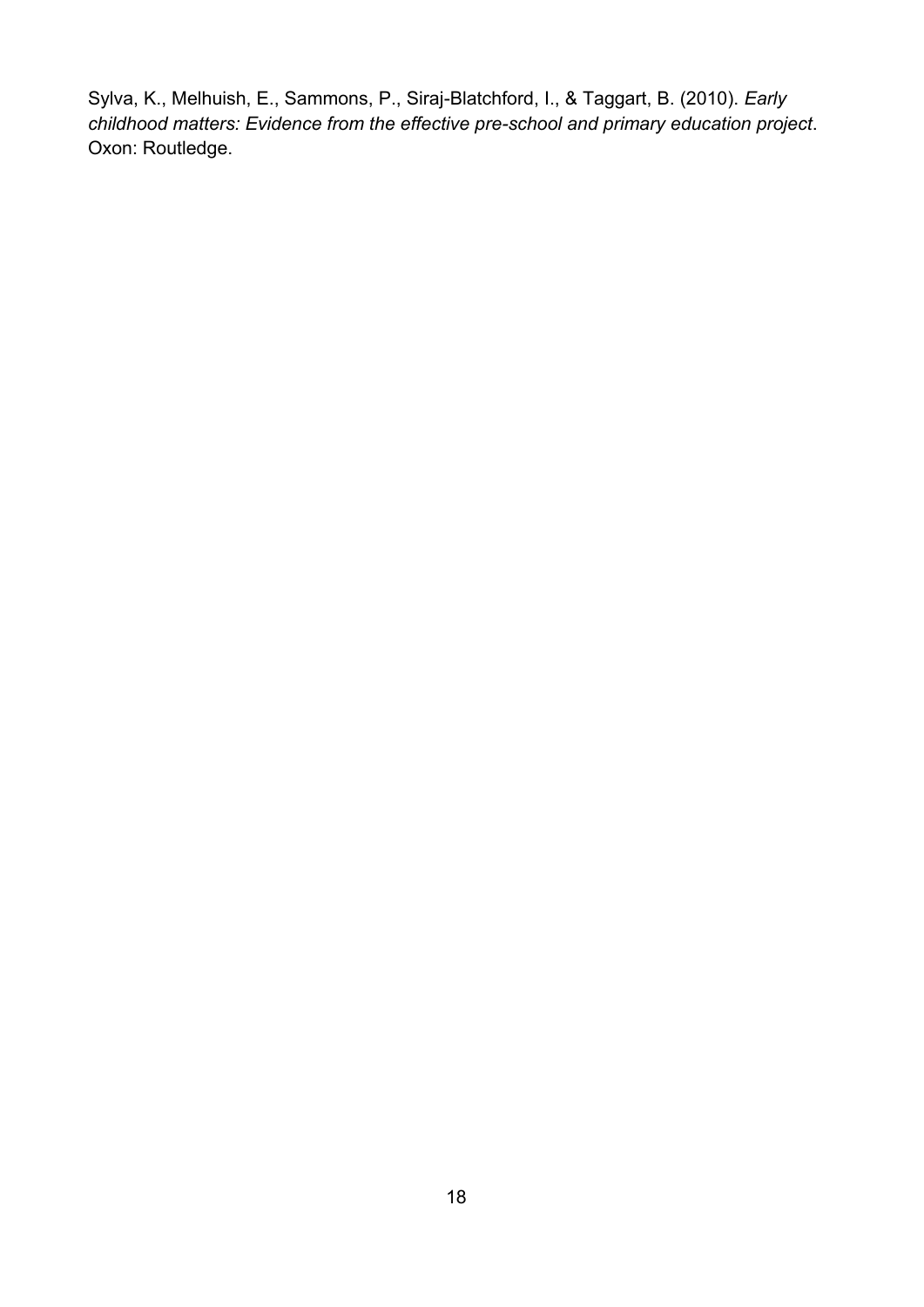Sylva, K., Melhuish, E., Sammons, P., Siraj-Blatchford, I., & Taggart, B. (2010). *Early childhood matters: Evidence from the effective pre-school and primary education project*. Oxon: Routledge.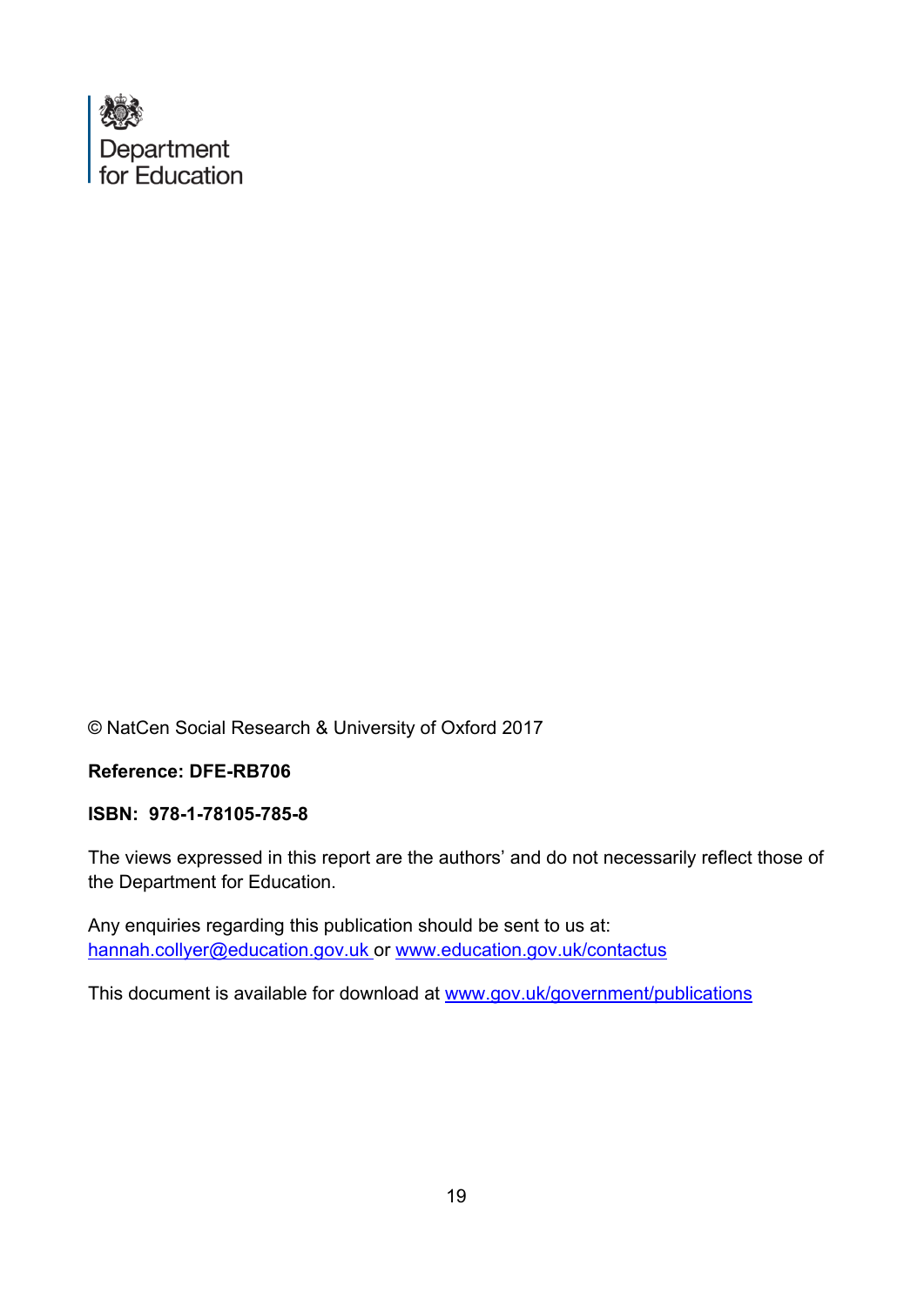Department for Education

© NatCen Social Research & University of Oxford 2017

**Reference: DFE-RB706**

**ISBN: 978-1-78105-785-8**

The views expressed in this report are the authors' and do not necessarily reflect those of the Department for Education.

Any enquiries regarding this publication should be sent to us at: hannah.collyer@education.gov.uk or www.education.gov.uk/contactus

This document is available for download at www.gov.uk/government/publications